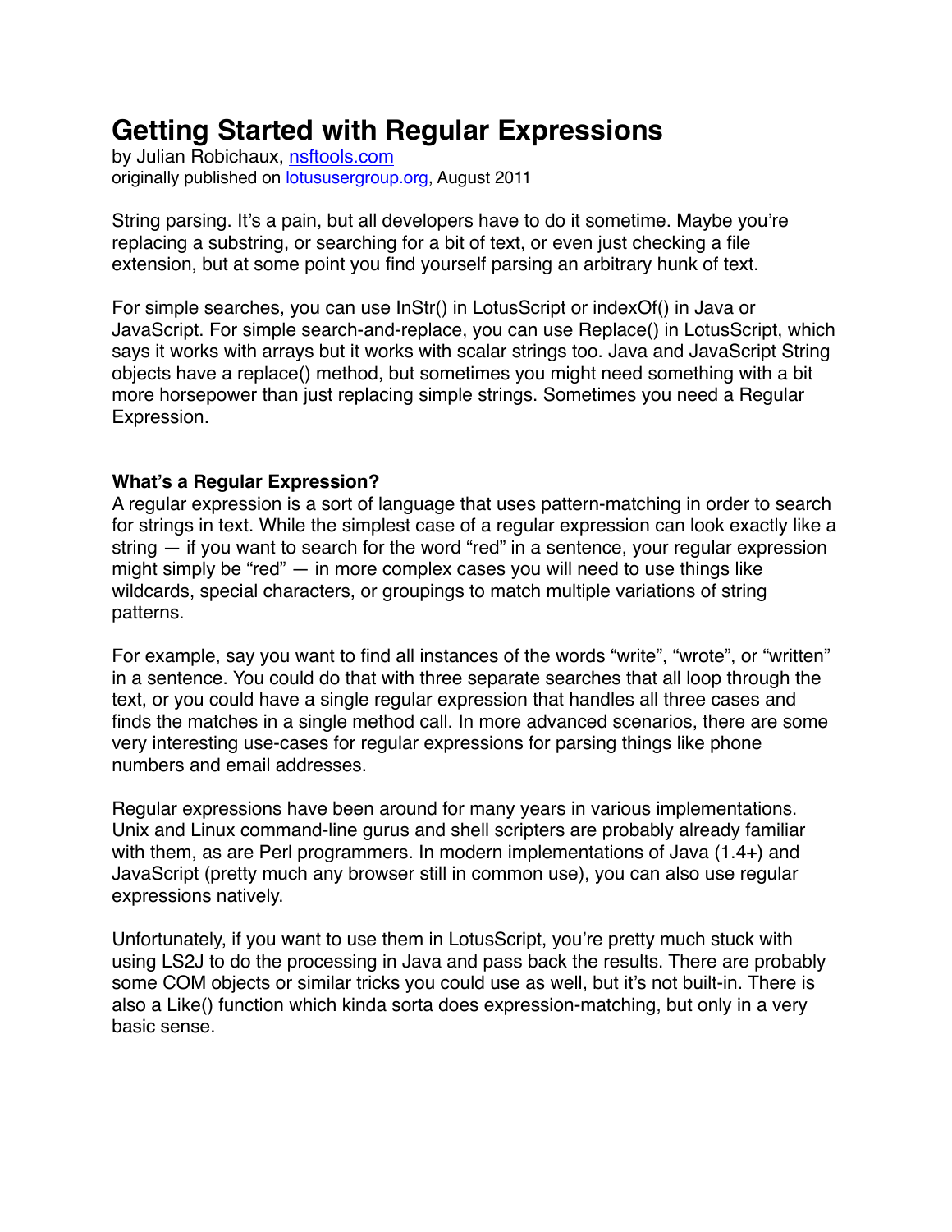# Getting Started with Regular Expressions

by Julian Robichaux, [nsftools.com](nsftools.com)
originally published on [lotususergroup.org](lotususergroup.org), August 2011

String parsing. It's a pain, but all developers have to do it sometime. Maybe you're replacing a substring, or searching for a bit of text, or even just checking a file extension, but at some point you find yourself parsing an arbitrary hunk of text.

For simple searches, you can use InStr() in LotusScript or indexOf() in Java or JavaScript. For simple search-and-replace, you can use Replace() in LotusScript, which says it works with arrays but it works with scalar strings too. Java and JavaScript String objects have a replace() method, but sometimes you might need something with a bit more horsepower than just replacing simple strings. Sometimes you need a Regular Expression.

**What's a Regular Expression?**

A regular expression is a sort of language that uses pattern-matching in order to search for strings in text. While the simplest case of a regular expression can look exactly like a string — if you want to search for the word "red" in a sentence, your regular expression might simply be "red" — in more complex cases you will need to use things like wildcards, special characters, or groupings to match multiple variations of string patterns.

For example, say you want to find all instances of the words "write", "wrote", or "written" in a sentence. You could do that with three separate searches that all loop through the text, or you could have a single regular expression that handles all three cases and finds the matches in a single method call. In more advanced scenarios, there are some very interesting use-cases for regular expressions for parsing things like phone numbers and email addresses.

Regular expressions have been around for many years in various implementations. Unix and Linux command-line gurus and shell scripters are probably already familiar with them, as are Perl programmers. In modern implementations of Java (1.4+) and JavaScript (pretty much any browser still in common use), you can also use regular expressions natively.

Unfortunately, if you want to use them in LotusScript, you're pretty much stuck with using LS2J to do the processing in Java and pass back the results. There are probably some COM objects or similar tricks you could use as well, but it's not built-in. There is also a Like() function which kinda sorta does expression-matching, but only in a very basic sense.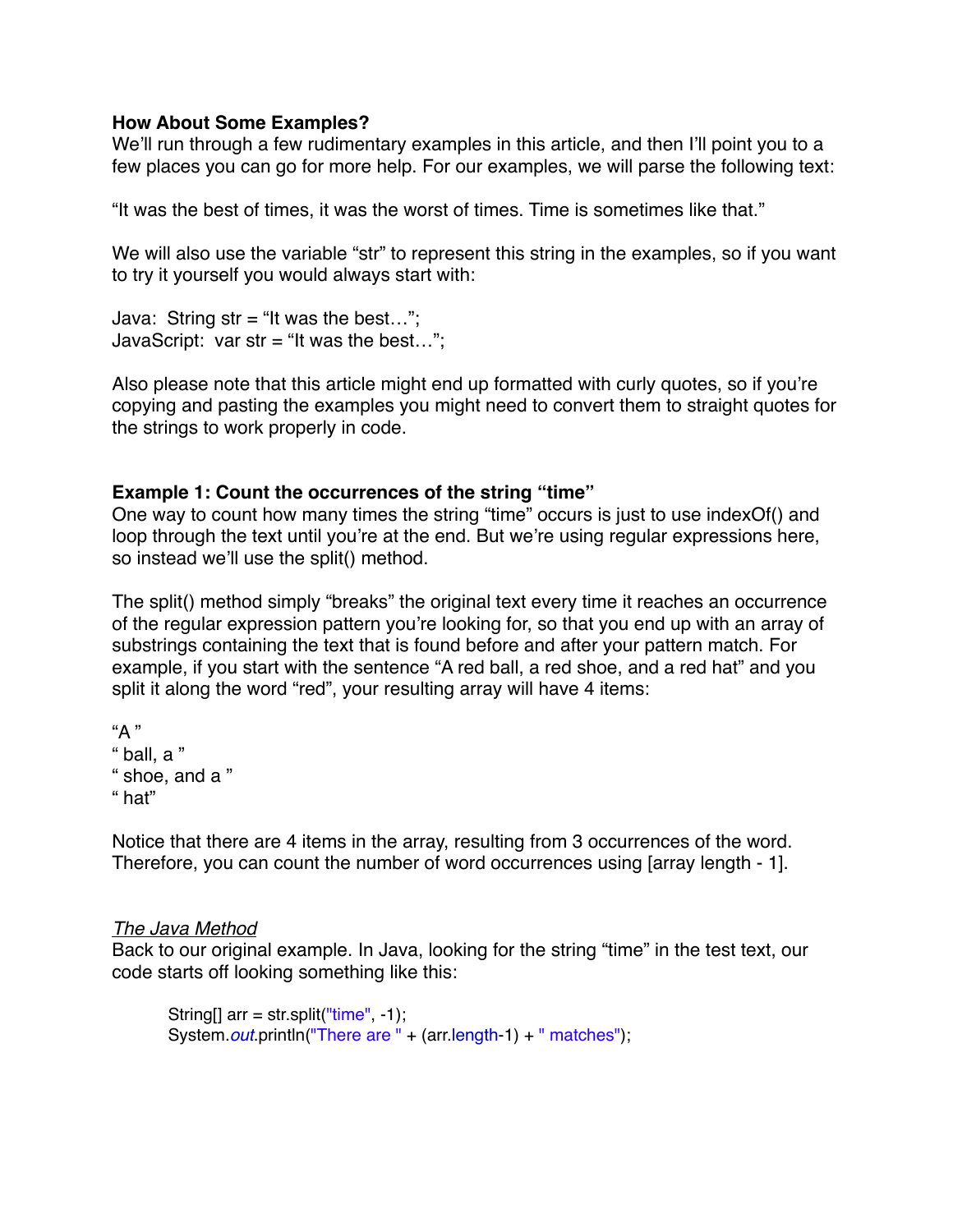### How About Some Examples?

We'll run through a few rudimentary examples in this article, and then I'll point you to a few places you can go for more help. For our examples, we will parse the following text:

"It was the best of times, it was the worst of times. Time is sometimes like that."

We will also use the variable "str" to represent this string in the examples, so if you want to try it yourself you would always start with:

Java: String str = "It was the best…";
JavaScript: var str = "It was the best…";

Also please note that this article might end up formatted with curly quotes, so if you're copying and pasting the examples you might need to convert them to straight quotes for the strings to work properly in code.

### Example 1: Count the occurrences of the string "time"

One way to count how many times the string "time" occurs is just to use indexOf() and loop through the text until you're at the end. But we're using regular expressions here, so instead we'll use the split() method.

The split() method simply "breaks" the original text every time it reaches an occurrence of the regular expression pattern you're looking for, so that you end up with an array of substrings containing the text that is found before and after your pattern match. For example, if you start with the sentence "A red ball, a red shoe, and a red hat" and you split it along the word "red", your resulting array will have 4 items:

"A "
" ball, a "
" shoe, and a "
" hat"

Notice that there are 4 items in the array, resulting from 3 occurrences of the word. Therefore, you can count the number of word occurrences using [array length - 1].

*The Java Method*

Back to our original example. In Java, looking for the string "time" in the test text, our code starts off looking something like this:

```
String[] arr = str.split("time", -1);
System.out.println("There are " + (arr.length-1) + " matches");
```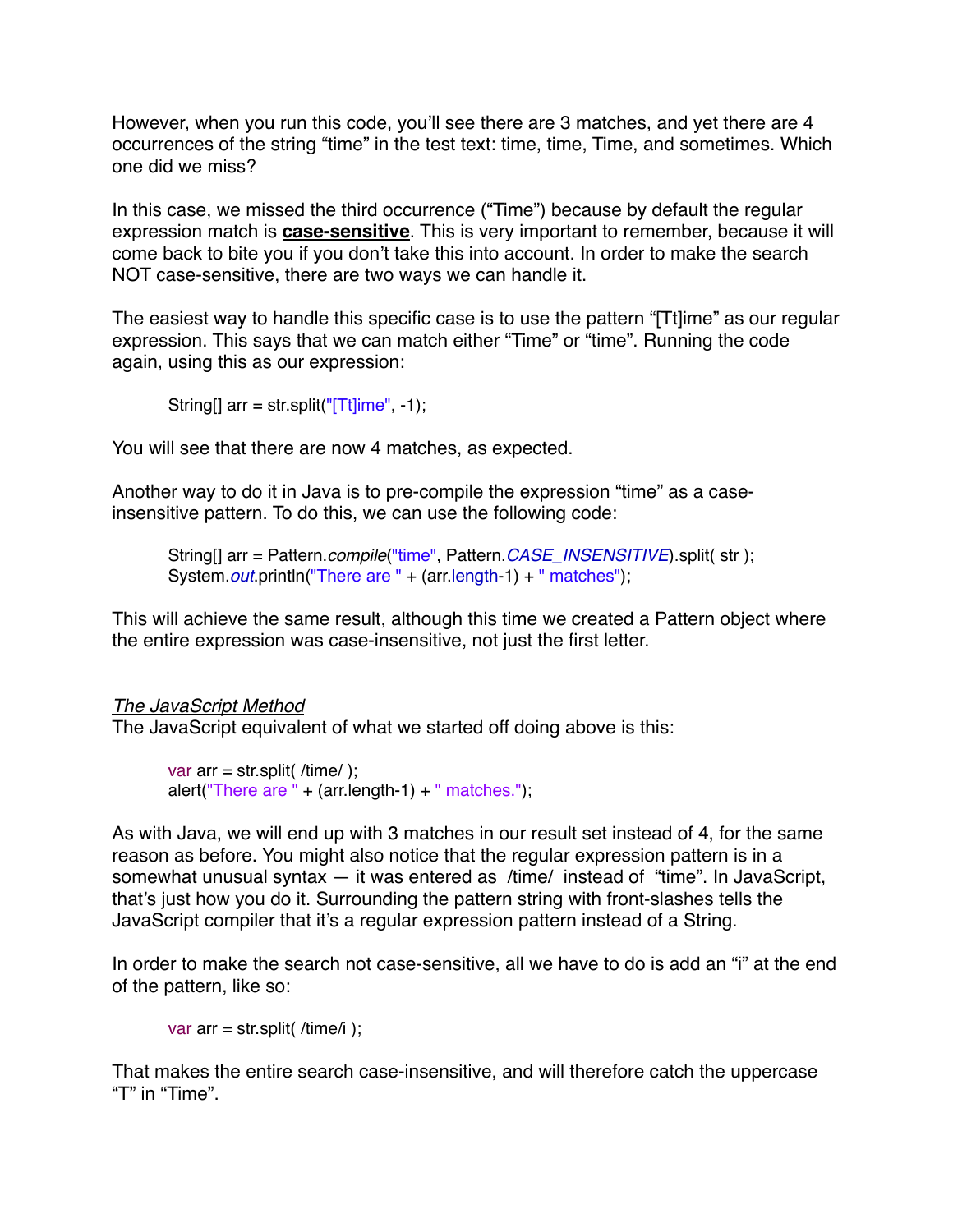However, when you run this code, you'll see there are 3 matches, and yet there are 4 occurrences of the string "time" in the test text: time, time, Time, and sometimes. Which one did we miss?

In this case, we missed the third occurrence ("Time") because by default the regular expression match is **case-sensitive**. This is very important to remember, because it will come back to bite you if you don't take this into account. In order to make the search NOT case-sensitive, there are two ways we can handle it.

The easiest way to handle this specific case is to use the pattern "[Tt]ime" as our regular expression. This says that we can match either "Time" or "time". Running the code again, using this as our expression:

```
String[] arr = str.split("[Tt]ime", -1);
```

You will see that there are now 4 matches, as expected.

Another way to do it in Java is to pre-compile the expression "time" as a case-insensitive pattern. To do this, we can use the following code:

```
String[] arr = Pattern.compile("time", Pattern.CASE_INSENSITIVE).split( str );
System.out.println("There are " + (arr.length-1) + " matches");
```

This will achieve the same result, although this time we created a Pattern object where the entire expression was case-insensitive, not just the first letter.

*The JavaScript Method*

The JavaScript equivalent of what we started off doing above is this:

```
var arr = str.split( /time/ );
alert("There are " + (arr.length-1) + " matches.");
```

As with Java, we will end up with 3 matches in our result set instead of 4, for the same reason as before. You might also notice that the regular expression pattern is in a somewhat unusual syntax — it was entered as /time/ instead of "time". In JavaScript, that's just how you do it. Surrounding the pattern string with front-slashes tells the JavaScript compiler that it's a regular expression pattern instead of a String.

In order to make the search not case-sensitive, all we have to do is add an "i" at the end of the pattern, like so:

```
var arr = str.split( /time/i );
```

That makes the entire search case-insensitive, and will therefore catch the uppercase "T" in "Time".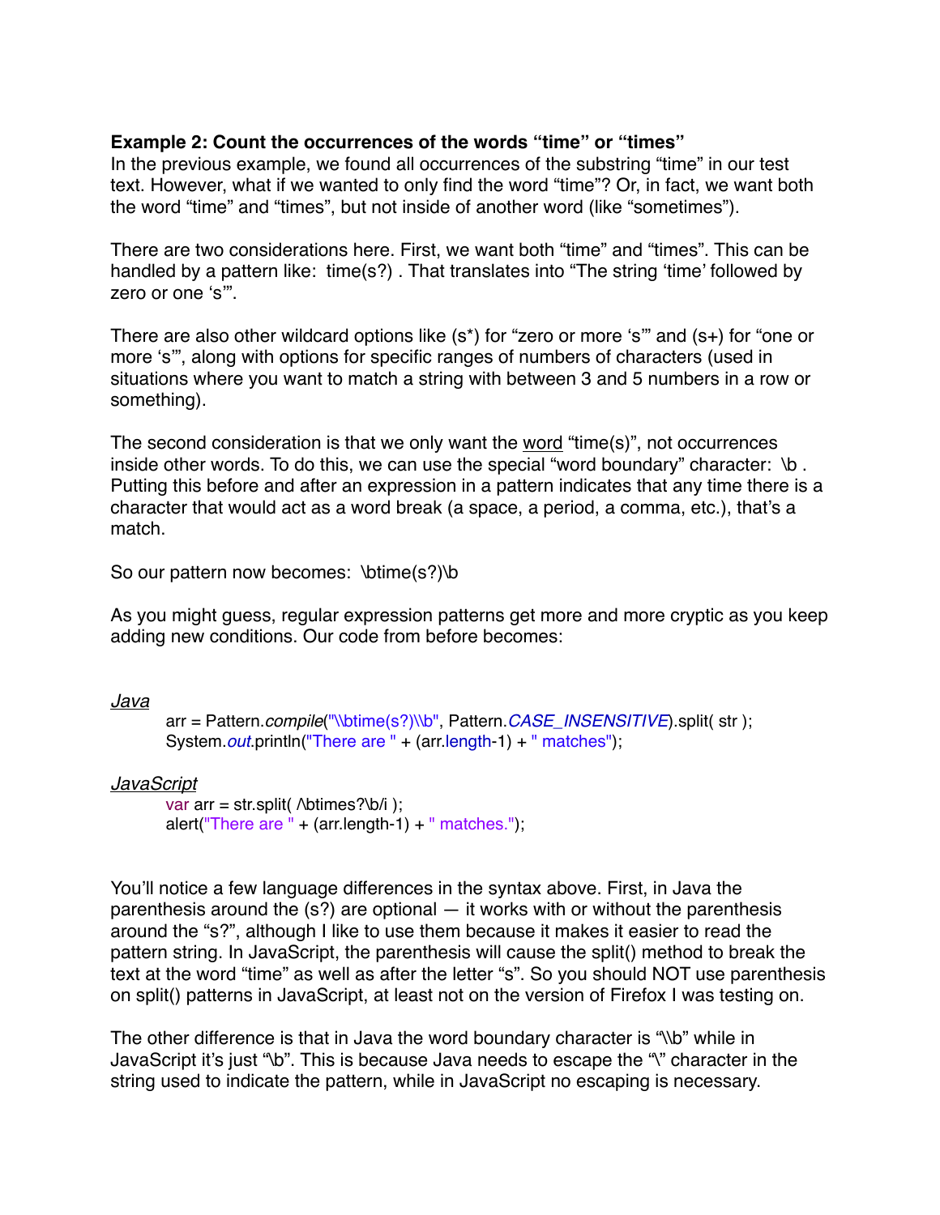**Example 2: Count the occurrences of the words “time” or “times”**

In the previous example, we found all occurrences of the substring “time” in our test text. However, what if we wanted to only find the word “time”? Or, in fact, we want both the word “time” and “times”, but not inside of another word (like “sometimes”).

There are two considerations here. First, we want both “time” and “times”. This can be handled by a pattern like: time(s?) . That translates into “The string ‘time’ followed by zero or one ‘s’”.

There are also other wildcard options like (s*) for “zero or more ‘s’” and (s+) for “one or more ‘s’”, along with options for specific ranges of numbers of characters (used in situations where you want to match a string with between 3 and 5 numbers in a row or something).

The second consideration is that we only want the <u>word</u> “time(s)”, not occurrences inside other words. To do this, we can use the special “word boundary” character: \b . Putting this before and after an expression in a pattern indicates that any time there is a character that would act as a word break (a space, a period, a comma, etc.), that’s a match.

So our pattern now becomes: \btime(s?)\b

As you might guess, regular expression patterns get more and more cryptic as you keep adding new conditions. Our code from before becomes:

*Java*

```java
arr = Pattern.compile("\\btime(s?)\\b", Pattern.CASE_INSENSITIVE).split( str );
System.out.println("There are " + (arr.length-1) + " matches");
```

*JavaScript*

```javascript
var arr = str.split( /\btimes?\b/i );
alert("There are " + (arr.length-1) + " matches.");
```

You’ll notice a few language differences in the syntax above. First, in Java the parenthesis around the (s?) are optional — it works with or without the parenthesis around the “s?”, although I like to use them because it makes it easier to read the pattern string. In JavaScript, the parenthesis will cause the split() method to break the text at the word “time” as well as after the letter “s”. So you should NOT use parenthesis on split() patterns in JavaScript, at least not on the version of Firefox I was testing on.

The other difference is that in Java the word boundary character is “\\b” while in JavaScript it’s just “\b”. This is because Java needs to escape the “\” character in the string used to indicate the pattern, while in JavaScript no escaping is necessary.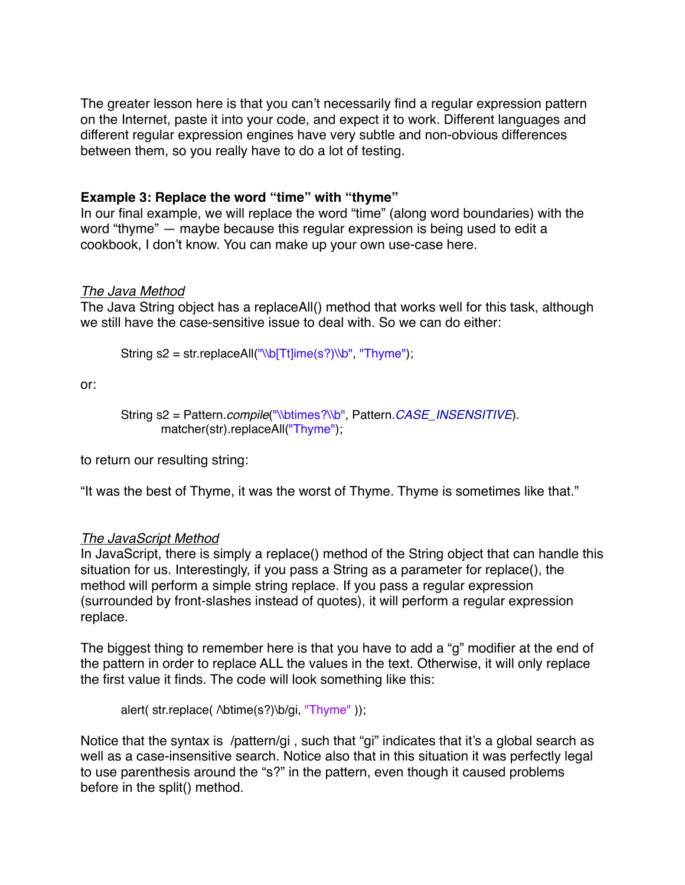The greater lesson here is that you can't necessarily find a regular expression pattern on the Internet, paste it into your code, and expect it to work. Different languages and different regular expression engines have very subtle and non-obvious differences between them, so you really have to do a lot of testing.

**Example 3: Replace the word "time" with "thyme"**

In our final example, we will replace the word "time" (along word boundaries) with the word "thyme" — maybe because this regular expression is being used to edit a cookbook, I don't know. You can make up your own use-case here.

*The Java Method*

The Java String object has a replaceAll() method that works well for this task, although we still have the case-sensitive issue to deal with. So we can do either:

```
String s2 = str.replaceAll("\\b[Tt]ime(s?)\\b", "Thyme");
```

or:

```
String s2 = Pattern.compile("\\btimes?\\b", Pattern.CASE_INSENSITIVE).
        matcher(str).replaceAll("Thyme");
```

to return our resulting string:

"It was the best of Thyme, it was the worst of Thyme. Thyme is sometimes like that."

*The JavaScript Method*

In JavaScript, there is simply a replace() method of the String object that can handle this situation for us. Interestingly, if you pass a String as a parameter for replace(), the method will perform a simple string replace. If you pass a regular expression (surrounded by front-slashes instead of quotes), it will perform a regular expression replace.

The biggest thing to remember here is that you have to add a "g" modifier at the end of the pattern in order to replace ALL the values in the text. Otherwise, it will only replace the first value it finds. The code will look something like this:

```
alert( str.replace( /\btime(s?)\b/gi, "Thyme" ));
```

Notice that the syntax is /pattern/gi , such that "gi" indicates that it's a global search as well as a case-insensitive search. Notice also that in this situation it was perfectly legal to use parenthesis around the "s?" in the pattern, even though it caused problems before in the split() method.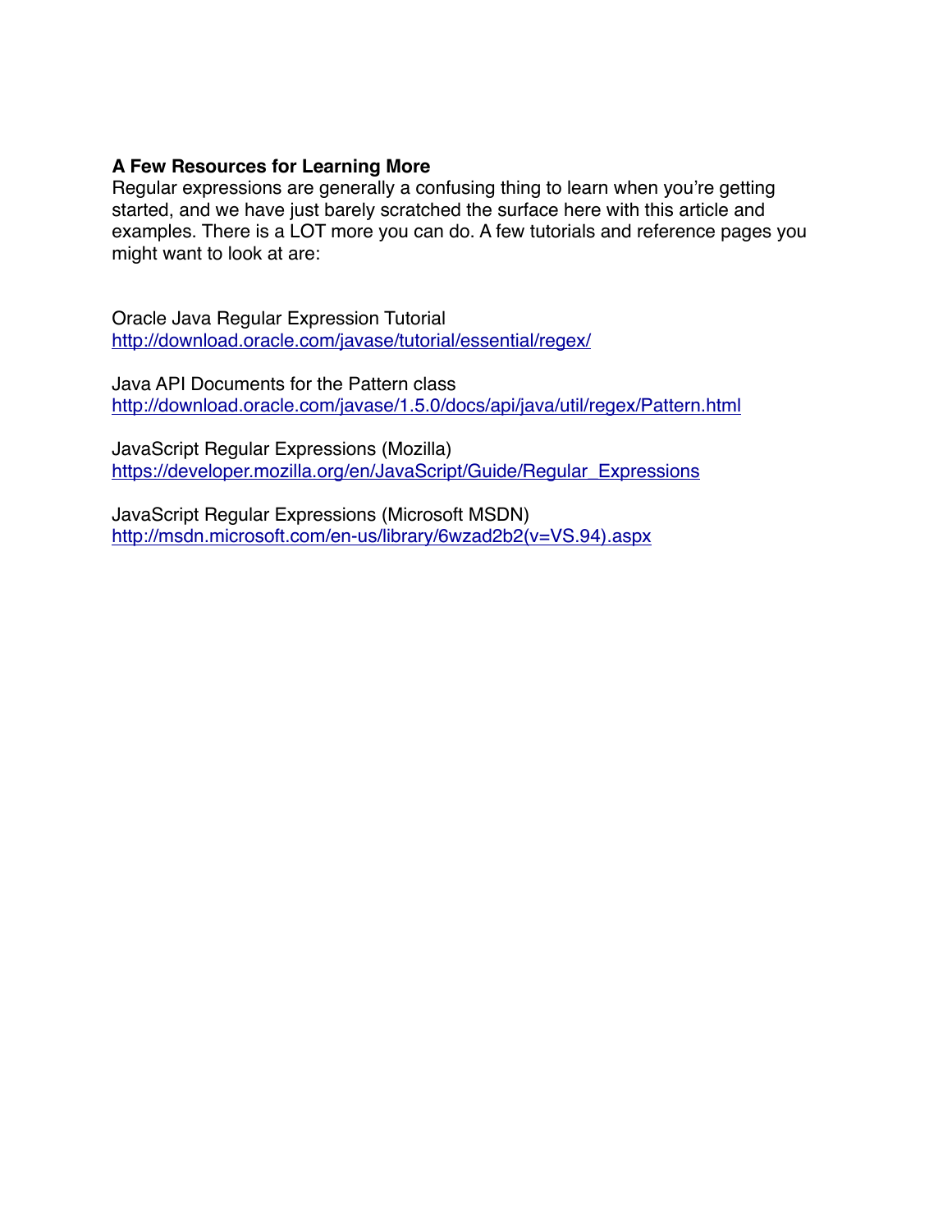**A Few Resources for Learning More**

Regular expressions are generally a confusing thing to learn when you're getting started, and we have just barely scratched the surface here with this article and examples. There is a LOT more you can do. A few tutorials and reference pages you might want to look at are:

Oracle Java Regular Expression Tutorial
http://download.oracle.com/javase/tutorial/essential/regex/

Java API Documents for the Pattern class
http://download.oracle.com/javase/1.5.0/docs/api/java/util/regex/Pattern.html

JavaScript Regular Expressions (Mozilla)
https://developer.mozilla.org/en/JavaScript/Guide/Regular_Expressions

JavaScript Regular Expressions (Microsoft MSDN)
http://msdn.microsoft.com/en-us/library/6wzad2b2(v=VS.94).aspx